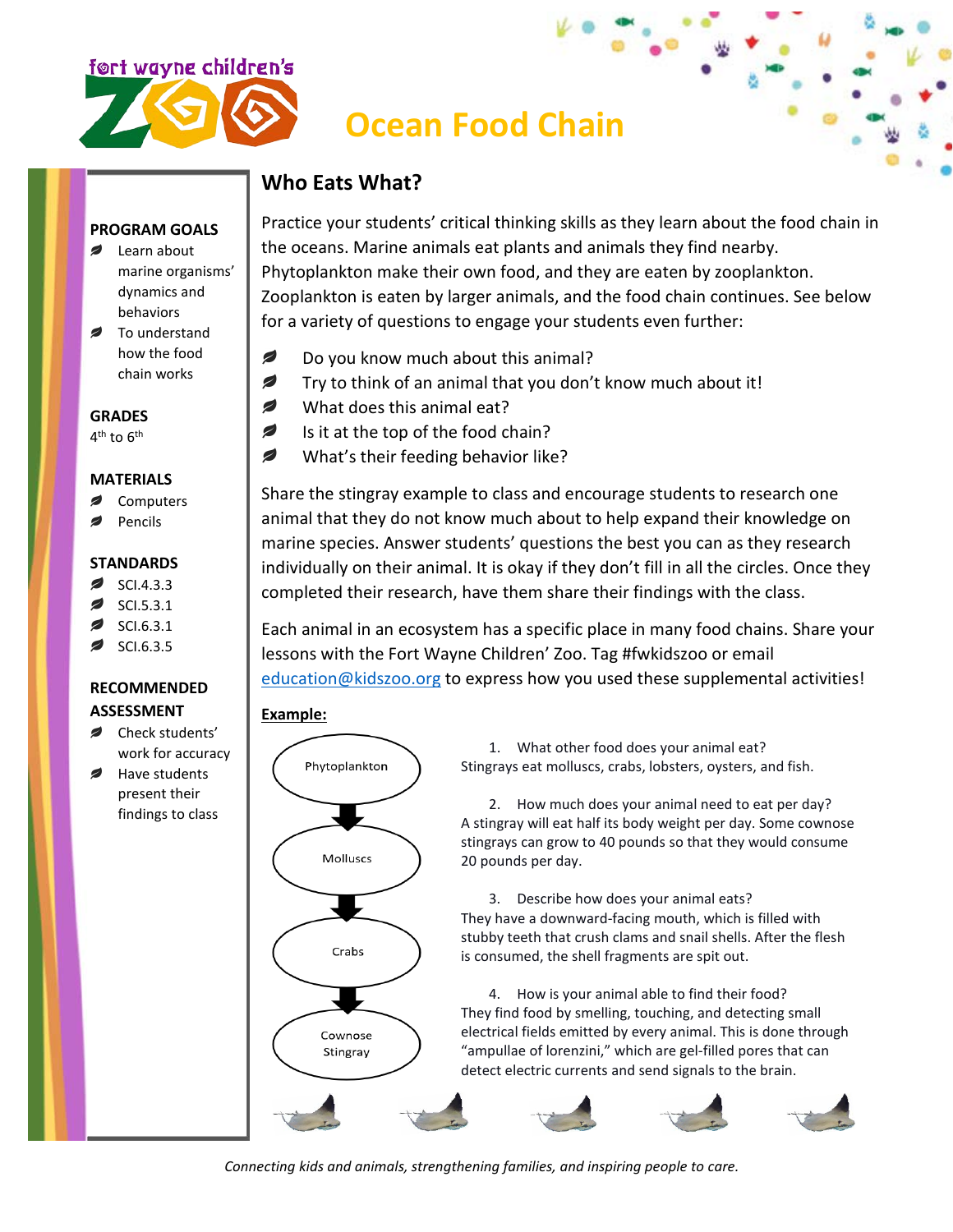fort wayne children's ZOO

# Ocean Food Chain

**PROGRAM GOALS**

- Learn about marine organisms' dynamics and behaviors
- To understand how the food chain works

**GRADES**

4th to 6th

**MATERIALS**

- Computers
- Pencils

**STANDARDS**

- SCI.4.3.3
- SCI.5.3.1
- SCI.6.3.1
- SCI.6.3.5

**RECOMMENDED ASSESSMENT**

- Check students' work for accuracy
- Have students present their findings to class

## Who Eats What?

Practice your students' critical thinking skills as they learn about the food chain in the oceans. Marine animals eat plants and animals they find nearby. Phytoplankton make their own food, and they are eaten by zooplankton. Zooplankton is eaten by larger animals, and the food chain continues. See below for a variety of questions to engage your students even further:

- Do you know much about this animal?
- Try to think of an animal that you don't know much about it!
- What does this animal eat?
- Is it at the top of the food chain?
- What's their feeding behavior like?

Share the stingray example to class and encourage students to research one animal that they do not know much about to help expand their knowledge on marine species. Answer students' questions the best you can as they research individually on their animal. It is okay if they don't fill in all the circles. Once they completed their research, have them share their findings with the class.

Each animal in an ecosystem has a specific place in many food chains. Share your lessons with the Fort Wayne Children' Zoo. Tag #fwkidszoo or email [education@kidszoo.org](mailto:education@kidszoo.org) to express how you used these supplemental activities!

**Example:**

Phytoplankton → Molluscs → Crabs → Cownose Stingray

1. What other food does your animal eat?
Stingrays eat molluscs, crabs, lobsters, oysters, and fish.

2. How much does your animal need to eat per day?
A stingray will eat half its body weight per day. Some cownose stingrays can grow to 40 pounds so that they would consume 20 pounds per day.

3. Describe how does your animal eats?
They have a downward-facing mouth, which is filled with stubby teeth that crush clams and snail shells. After the flesh is consumed, the shell fragments are spit out.

4. How is your animal able to find their food?
They find food by smelling, touching, and detecting small electrical fields emitted by every animal. This is done through "ampullae of lorenzini," which are gel-filled pores that can detect electric currents and send signals to the brain.

*Connecting kids and animals, strengthening families, and inspiring people to care.*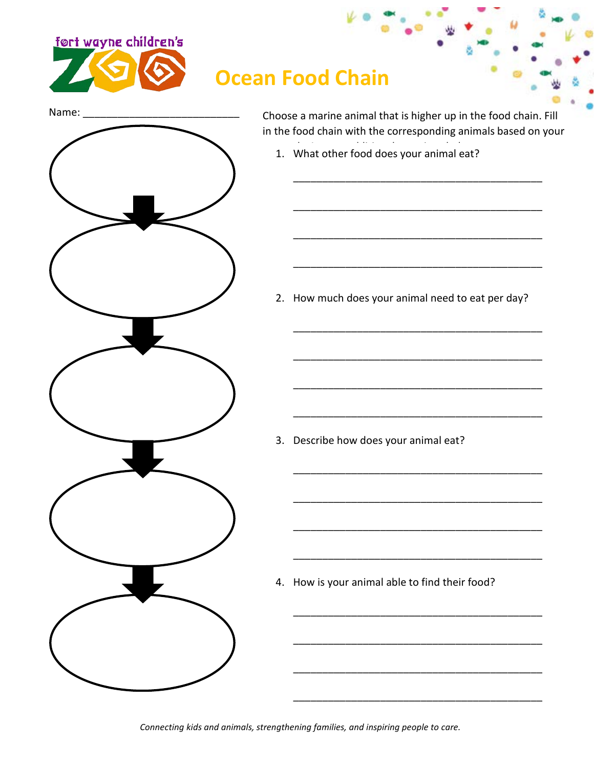fort wayne children's ZOO

# Ocean Food Chain

Name: ___________________________

Choose a marine animal that is higher up in the food chain. Fill in the food chain with the corresponding animals based on your

1. What other food does your animal eat?

   ___________________________________________

   ___________________________________________

   ___________________________________________

   ___________________________________________

2. How much does your animal need to eat per day?

   ___________________________________________

   ___________________________________________

   ___________________________________________

   ___________________________________________

3. Describe how does your animal eat?

   ___________________________________________

   ___________________________________________

   ___________________________________________

   ___________________________________________

4. How is your animal able to find their food?

   ___________________________________________

   ___________________________________________

   ___________________________________________

   ___________________________________________

*Connecting kids and animals, strengthening families, and inspiring people to care.*